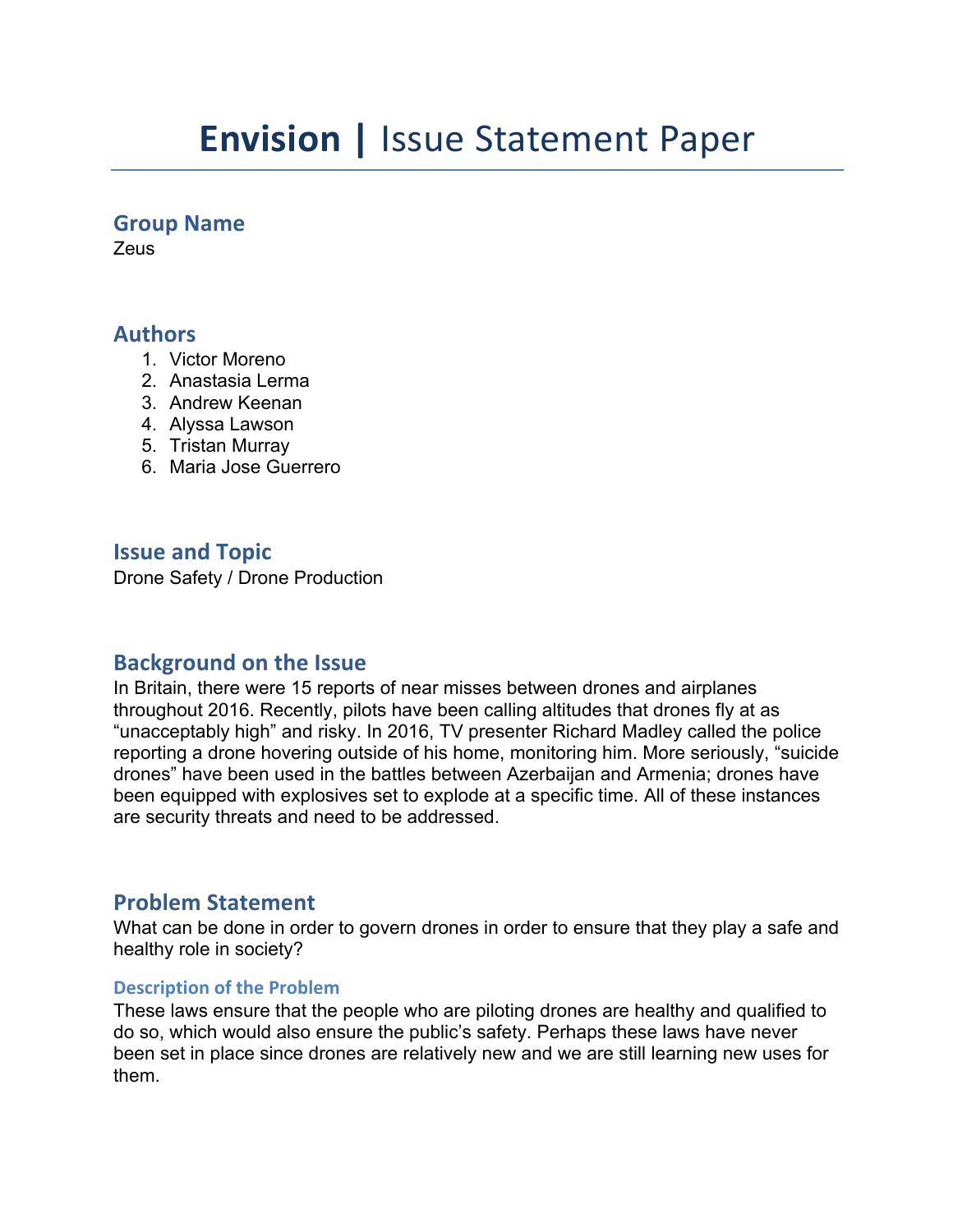# **Envision |** Issue Statement Paper

## Group Name

Zeus

## Authors

1. Victor Moreno
2. Anastasia Lerma
3. Andrew Keenan
4. Alyssa Lawson
5. Tristan Murray
6. Maria Jose Guerrero

## Issue and Topic

Drone Safety / Drone Production

## Background on the Issue

In Britain, there were 15 reports of near misses between drones and airplanes throughout 2016. Recently, pilots have been calling altitudes that drones fly at as "unacceptably high" and risky. In 2016, TV presenter Richard Madley called the police reporting a drone hovering outside of his home, monitoring him. More seriously, "suicide drones" have been used in the battles between Azerbaijan and Armenia; drones have been equipped with explosives set to explode at a specific time. All of these instances are security threats and need to be addressed.

## Problem Statement

What can be done in order to govern drones in order to ensure that they play a safe and healthy role in society?

### Description of the Problem

These laws ensure that the people who are piloting drones are healthy and qualified to do so, which would also ensure the public's safety. Perhaps these laws have never been set in place since drones are relatively new and we are still learning new uses for them.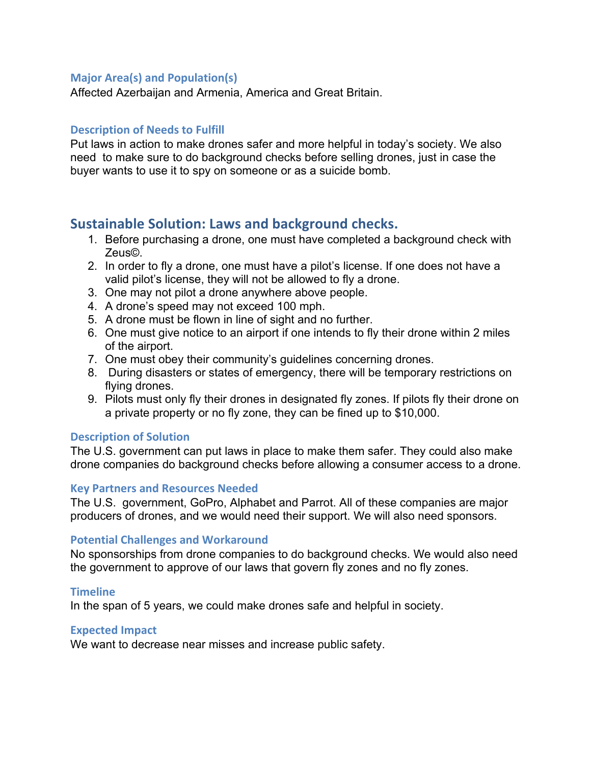### Major Area(s) and Population(s)

Affected Azerbaijan and Armenia, America and Great Britain.

### Description of Needs to Fulfill

Put laws in action to make drones safer and more helpful in today's society. We also need to make sure to do background checks before selling drones, just in case the buyer wants to use it to spy on someone or as a suicide bomb.

## Sustainable Solution: Laws and background checks.

1. Before purchasing a drone, one must have completed a background check with Zeus©.
2. In order to fly a drone, one must have a pilot's license. If one does not have a valid pilot's license, they will not be allowed to fly a drone.
3. One may not pilot a drone anywhere above people.
4. A drone's speed may not exceed 100 mph.
5. A drone must be flown in line of sight and no further.
6. One must give notice to an airport if one intends to fly their drone within 2 miles of the airport.
7. One must obey their community's guidelines concerning drones.
8. During disasters or states of emergency, there will be temporary restrictions on flying drones.
9. Pilots must only fly their drones in designated fly zones. If pilots fly their drone on a private property or no fly zone, they can be fined up to $10,000.

### Description of Solution

The U.S. government can put laws in place to make them safer. They could also make drone companies do background checks before allowing a consumer access to a drone.

### Key Partners and Resources Needed

The U.S. government, GoPro, Alphabet and Parrot. All of these companies are major producers of drones, and we would need their support. We will also need sponsors.

### Potential Challenges and Workaround

No sponsorships from drone companies to do background checks. We would also need the government to approve of our laws that govern fly zones and no fly zones.

### Timeline

In the span of 5 years, we could make drones safe and helpful in society.

### Expected Impact

We want to decrease near misses and increase public safety.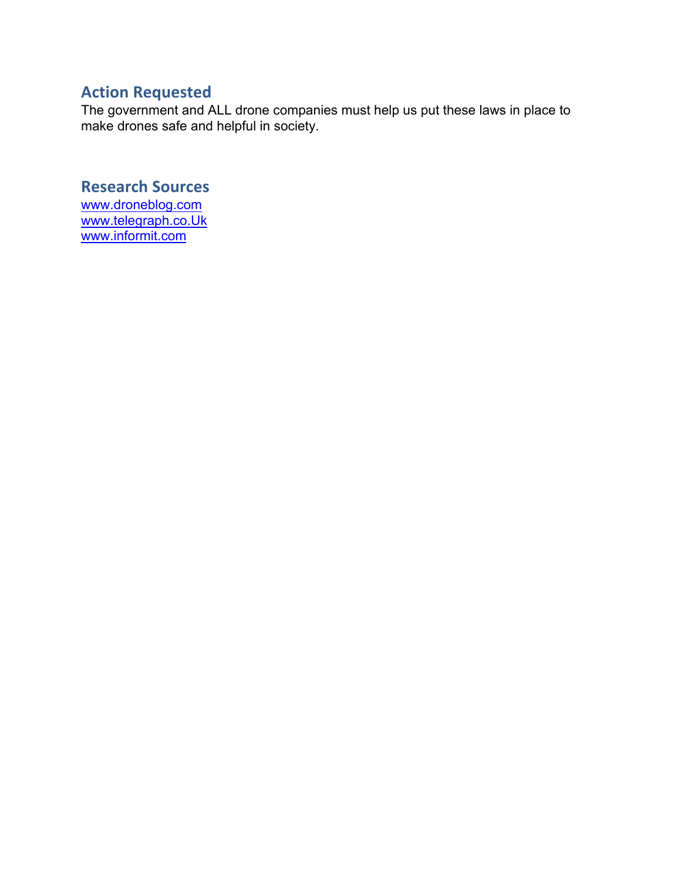## Action Requested

The government and ALL drone companies must help us put these laws in place to make drones safe and helpful in society.

## Research Sources

www.droneblog.com
www.telegraph.co.Uk
www.informit.com